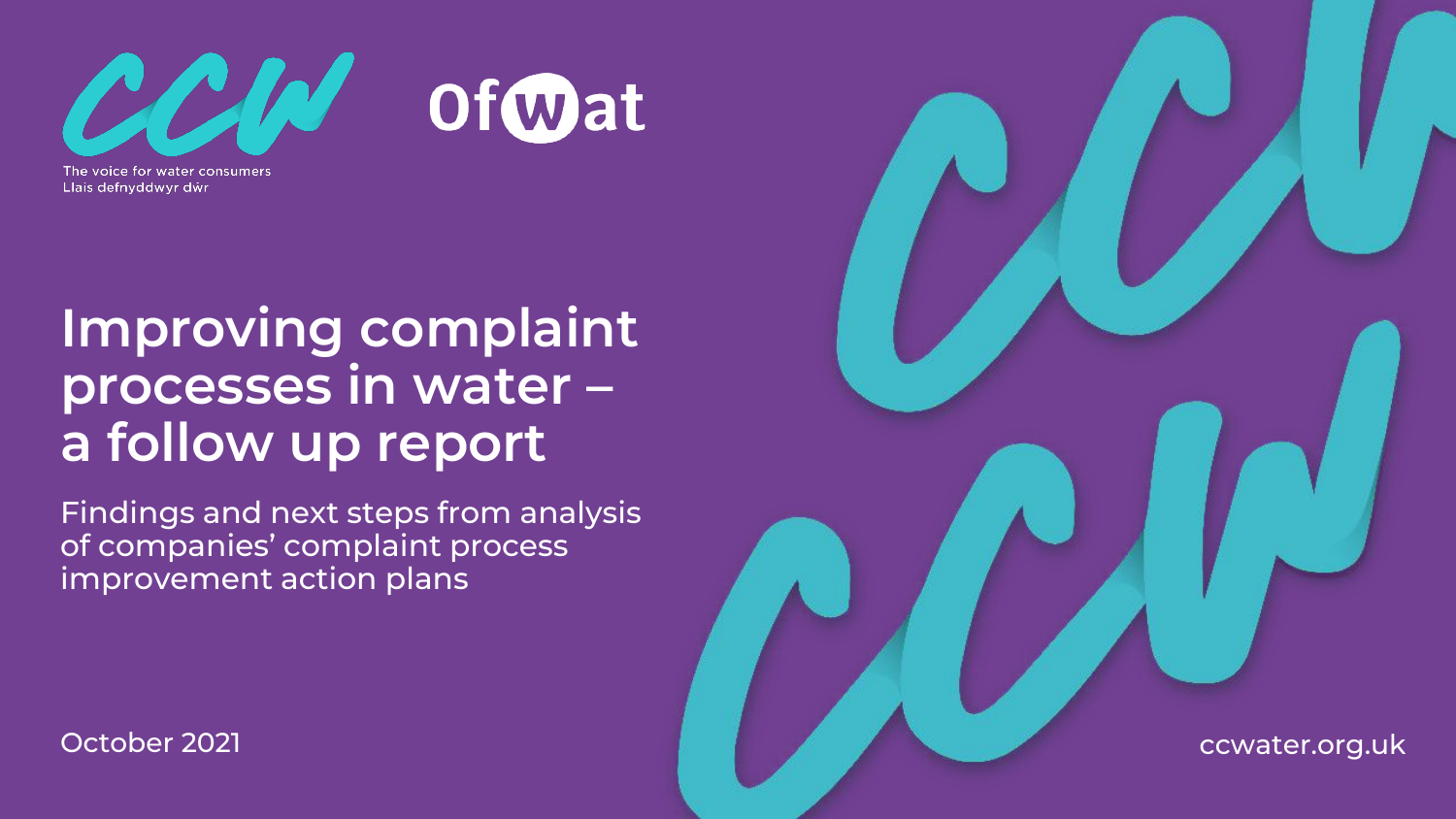The voice for water consumers
Llais defnyddwyr dŵr

# Improving complaint processes in water – a follow up report

Findings and next steps from analysis of companies' complaint process improvement action plans

October 2021

ccwater.org.uk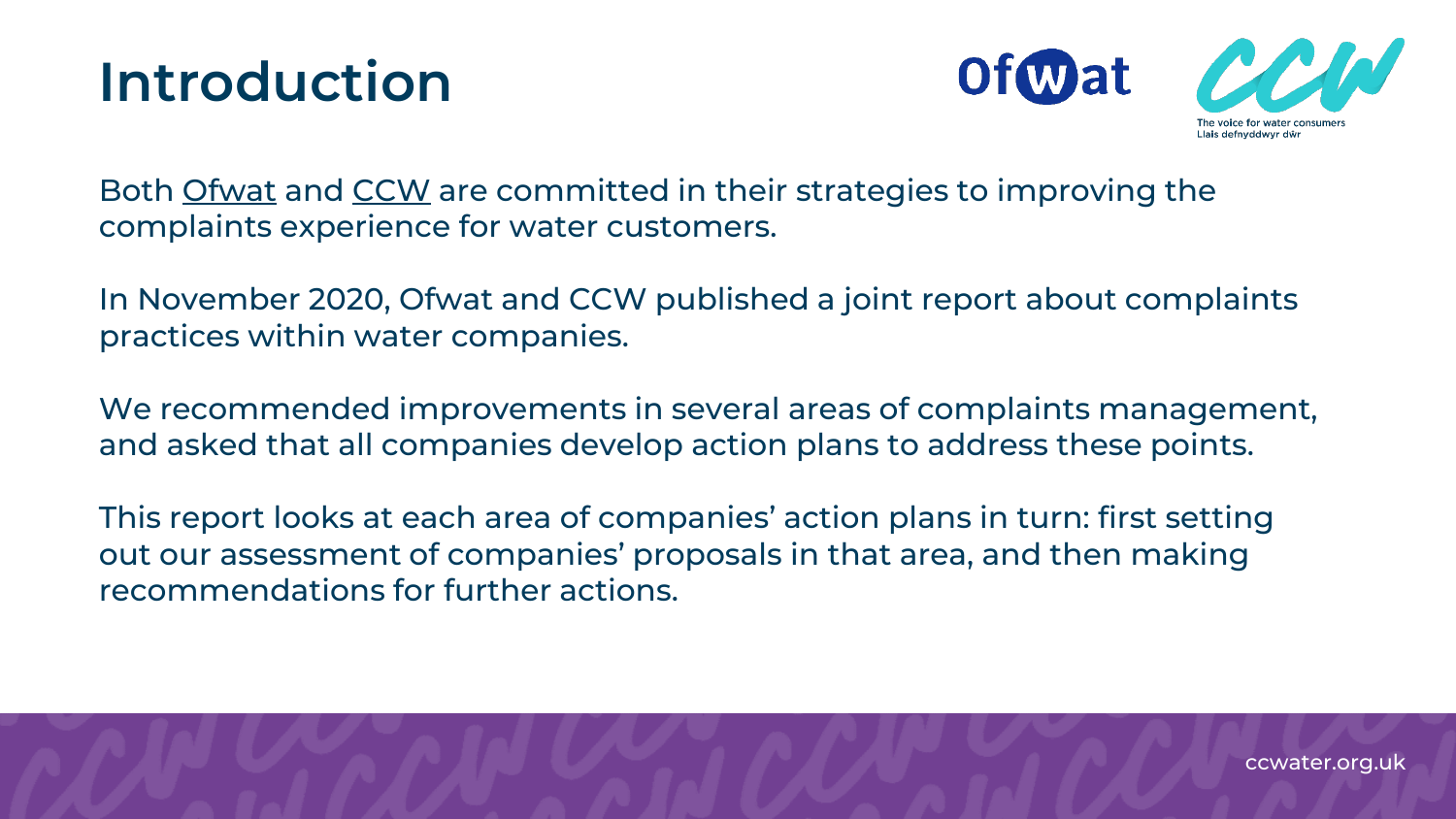# Introduction

Both Ofwat and CCW are committed in their strategies to improving the complaints experience for water customers.

In November 2020, Ofwat and CCW published a joint report about complaints practices within water companies.

We recommended improvements in several areas of complaints management, and asked that all companies develop action plans to address these points.

This report looks at each area of companies' action plans in turn: first setting out our assessment of companies' proposals in that area, and then making recommendations for further actions.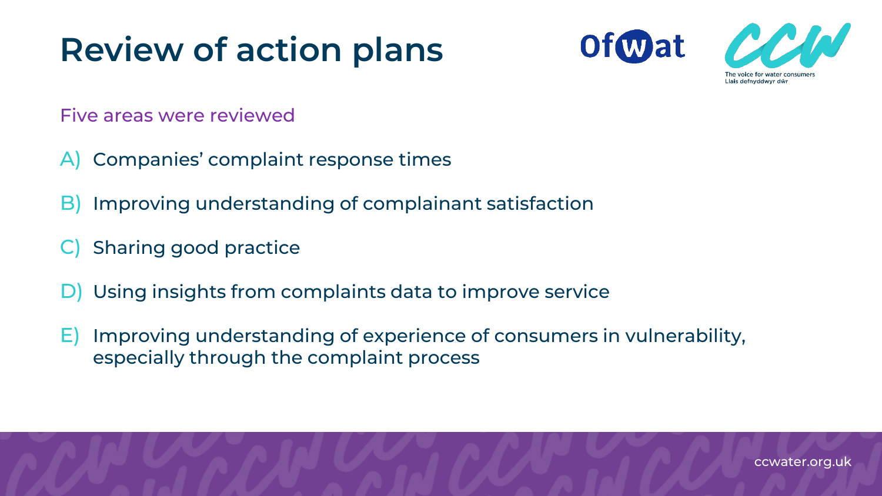# Review of action plans

Five areas were reviewed

A) Companies' complaint response times

B) Improving understanding of complainant satisfaction

C) Sharing good practice

D) Using insights from complaints data to improve service

E) Improving understanding of experience of consumers in vulnerability, especially through the complaint process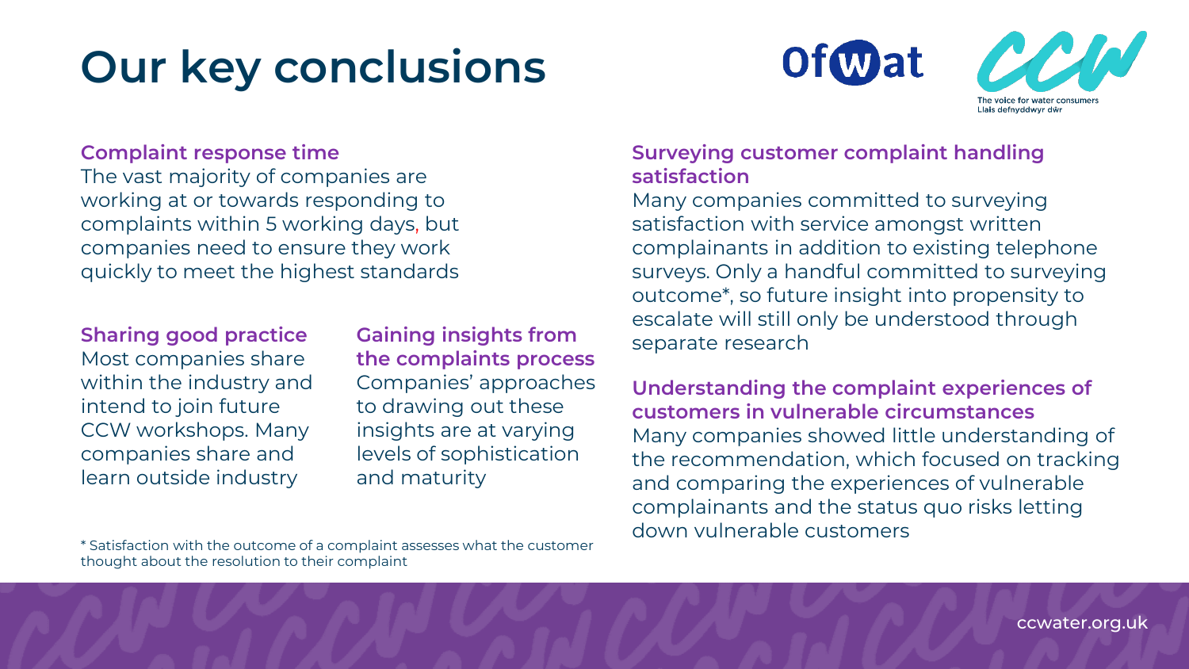# Our key conclusions

### Complaint response time

The vast majority of companies are working at or towards responding to complaints within 5 working days, but companies need to ensure they work quickly to meet the highest standards

### Sharing good practice

Most companies share within the industry and intend to join future CCW workshops. Many companies share and learn outside industry

### Gaining insights from the complaints process

Companies' approaches to drawing out these insights are at varying levels of sophistication and maturity

### Surveying customer complaint handling satisfaction

Many companies committed to surveying satisfaction with service amongst written complainants in addition to existing telephone surveys. Only a handful committed to surveying outcome*, so future insight into propensity to escalate will still only be understood through separate research

### Understanding the complaint experiences of customers in vulnerable circumstances

Many companies showed little understanding of the recommendation, which focused on tracking and comparing the experiences of vulnerable complainants and the status quo risks letting down vulnerable customers

* Satisfaction with the outcome of a complaint assesses what the customer thought about the resolution to their complaint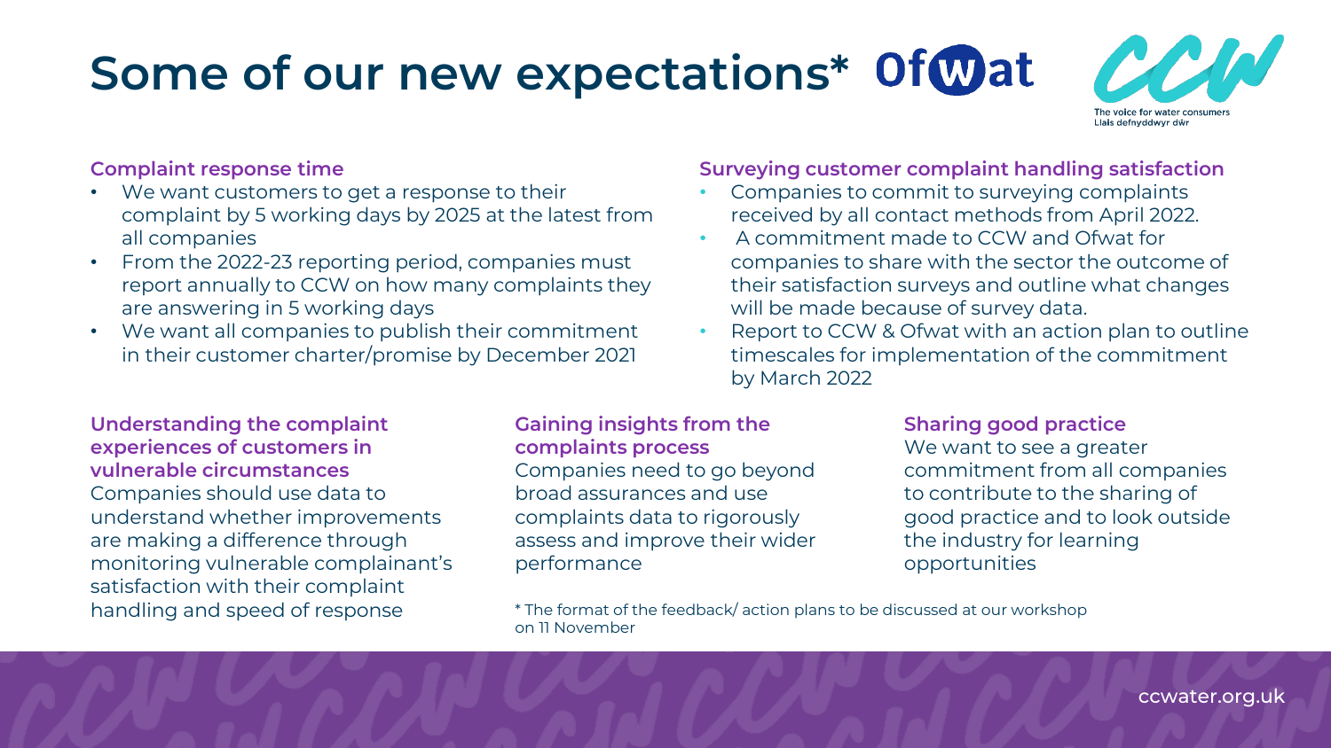# Some of our new expectations* Ofwat

CCW
The voice for water consumers
Llais defnyddwyr dŵr

### Complaint response time

- We want customers to get a response to their complaint by 5 working days by 2025 at the latest from all companies
- From the 2022-23 reporting period, companies must report annually to CCW on how many complaints they are answering in 5 working days
- We want all companies to publish their commitment in their customer charter/promise by December 2021

### Surveying customer complaint handling satisfaction

- Companies to commit to surveying complaints received by all contact methods from April 2022.
- A commitment made to CCW and Ofwat for companies to share with the sector the outcome of their satisfaction surveys and outline what changes will be made because of survey data.
- Report to CCW & Ofwat with an action plan to outline timescales for implementation of the commitment by March 2022

### Understanding the complaint experiences of customers in vulnerable circumstances

Companies should use data to understand whether improvements are making a difference through monitoring vulnerable complainant's satisfaction with their complaint handling and speed of response

### Gaining insights from the complaints process

Companies need to go beyond broad assurances and use complaints data to rigorously assess and improve their wider performance

### Sharing good practice

We want to see a greater commitment from all companies to contribute to the sharing of good practice and to look outside the industry for learning opportunities

* The format of the feedback/ action plans to be discussed at our workshop on 11 November

ccwater.org.uk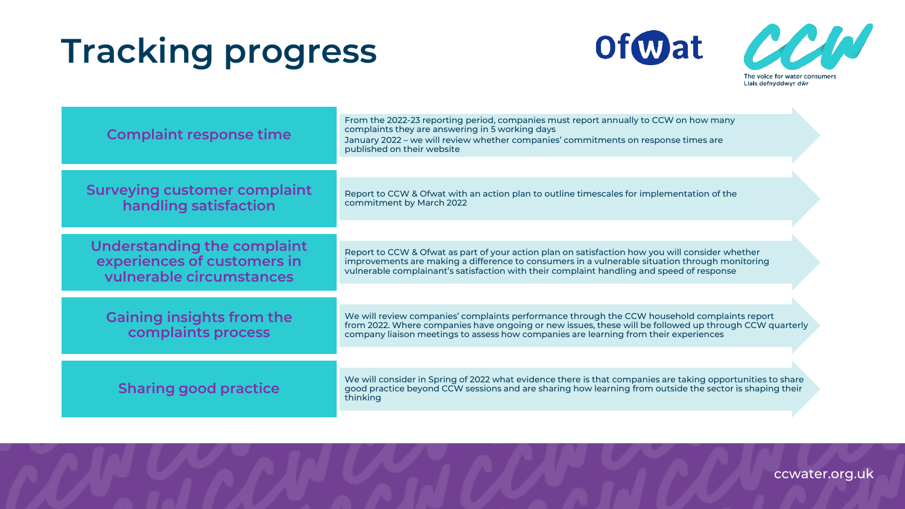# Tracking progress

| | |
|---|---|
| **Complaint response time** | From the 2022-23 reporting period, companies must report annually to CCW on how many complaints they are answering in 5 working days<br>January 2022 – we will review whether companies' commitments on response times are published on their website |
| **Surveying customer complaint handling satisfaction** | Report to CCW & Ofwat with an action plan to outline timescales for implementation of the commitment by March 2022 |
| **Understanding the complaint experiences of customers in vulnerable circumstances** | Report to CCW & Ofwat as part of your action plan on satisfaction how you will consider whether improvements are making a difference to consumers in a vulnerable situation through monitoring vulnerable complainant's satisfaction with their complaint handling and speed of response |
| **Gaining insights from the complaints process** | We will review companies' complaints performance through the CCW household complaints report from 2022. Where companies have ongoing or new issues, these will be followed up through CCW quarterly company liaison meetings to assess how companies are learning from their experiences |
| **Sharing good practice** | We will consider in Spring of 2022 what evidence there is that companies are taking opportunities to share good practice beyond CCW sessions and are sharing how learning from outside the sector is shaping their thinking |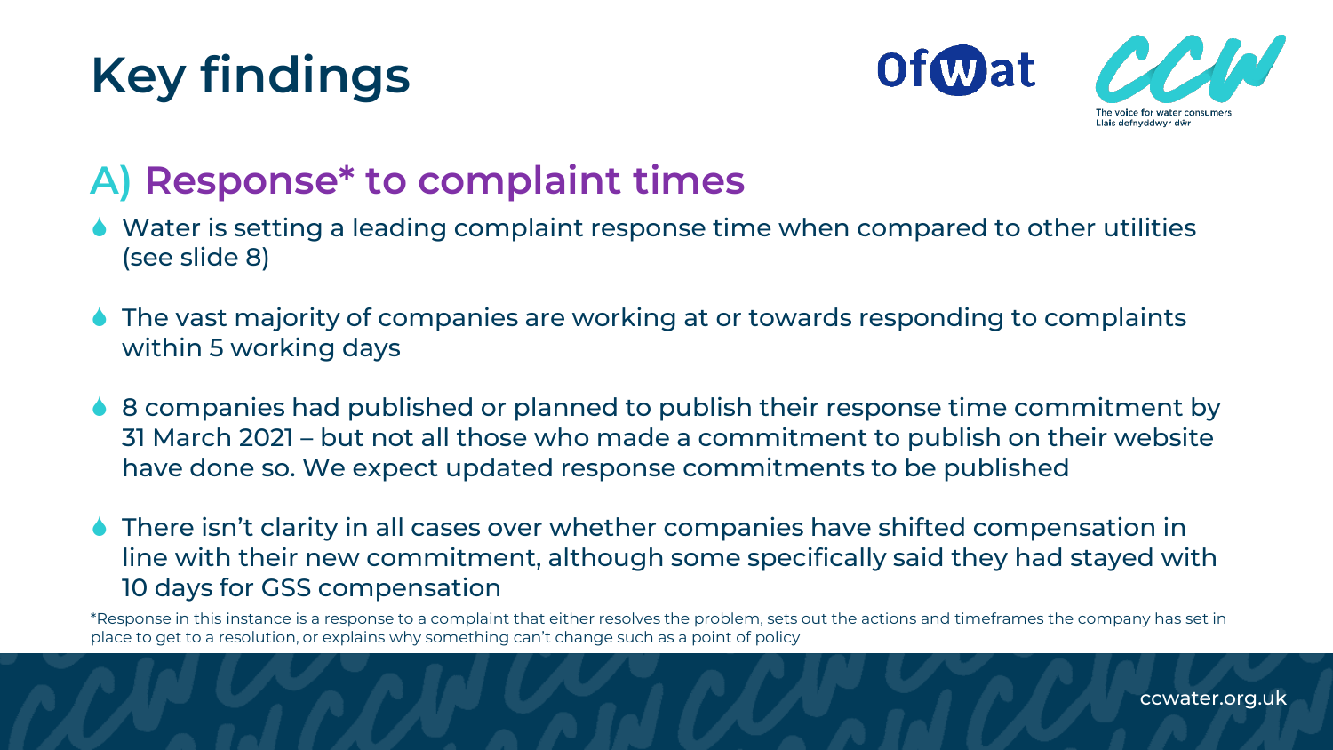# Key findings

## A) Response* to complaint times

- Water is setting a leading complaint response time when compared to other utilities (see slide 8)
- The vast majority of companies are working at or towards responding to complaints within 5 working days
- 8 companies had published or planned to publish their response time commitment by 31 March 2021 – but not all those who made a commitment to publish on their website have done so. We expect updated response commitments to be published
- There isn't clarity in all cases over whether companies have shifted compensation in line with their new commitment, although some specifically said they had stayed with 10 days for GSS compensation

*Response in this instance is a response to a complaint that either resolves the problem, sets out the actions and timeframes the company has set in place to get to a resolution, or explains why something can't change such as a point of policy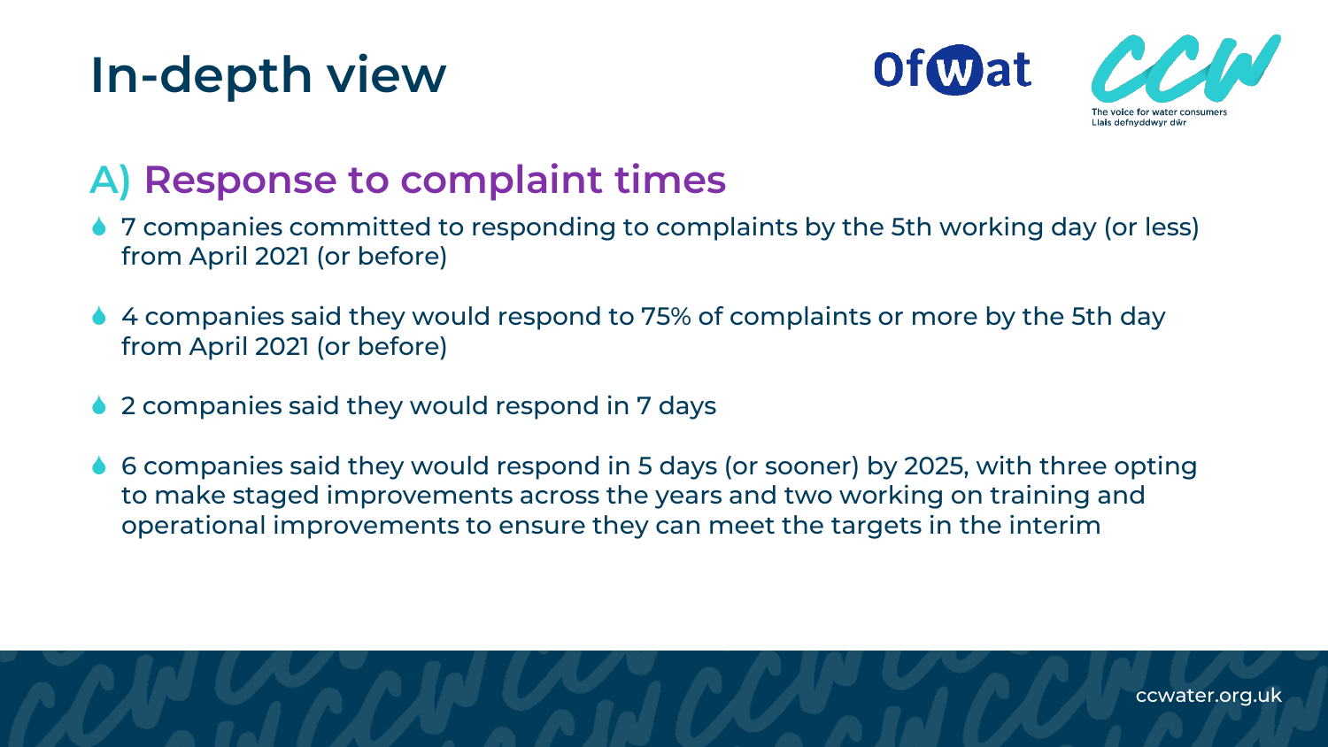# In-depth view

## A) Response to complaint times

- 7 companies committed to responding to complaints by the 5th working day (or less) from April 2021 (or before)
- 4 companies said they would respond to 75% of complaints or more by the 5th day from April 2021 (or before)
- 2 companies said they would respond in 7 days
- 6 companies said they would respond in 5 days (or sooner) by 2025, with three opting to make staged improvements across the years and two working on training and operational improvements to ensure they can meet the targets in the interim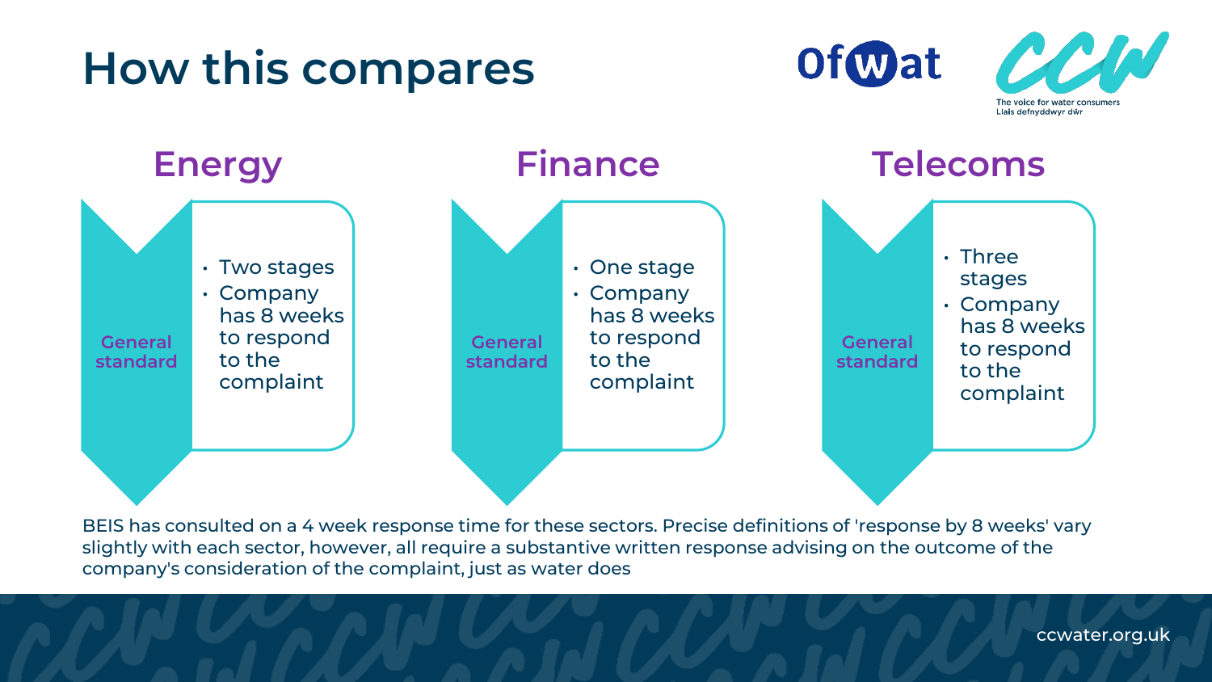# How this compares

## Energy

**General standard**

- Two stages
- Company has 8 weeks to respond to the complaint

## Finance

**General standard**

- One stage
- Company has 8 weeks to respond to the complaint

## Telecoms

**General standard**

- Three stages
- Company has 8 weeks to respond to the complaint

BEIS has consulted on a 4 week response time for these sectors. Precise definitions of 'response by 8 weeks' vary slightly with each sector, however, all require a substantive written response advising on the outcome of the company's consideration of the complaint, just as water does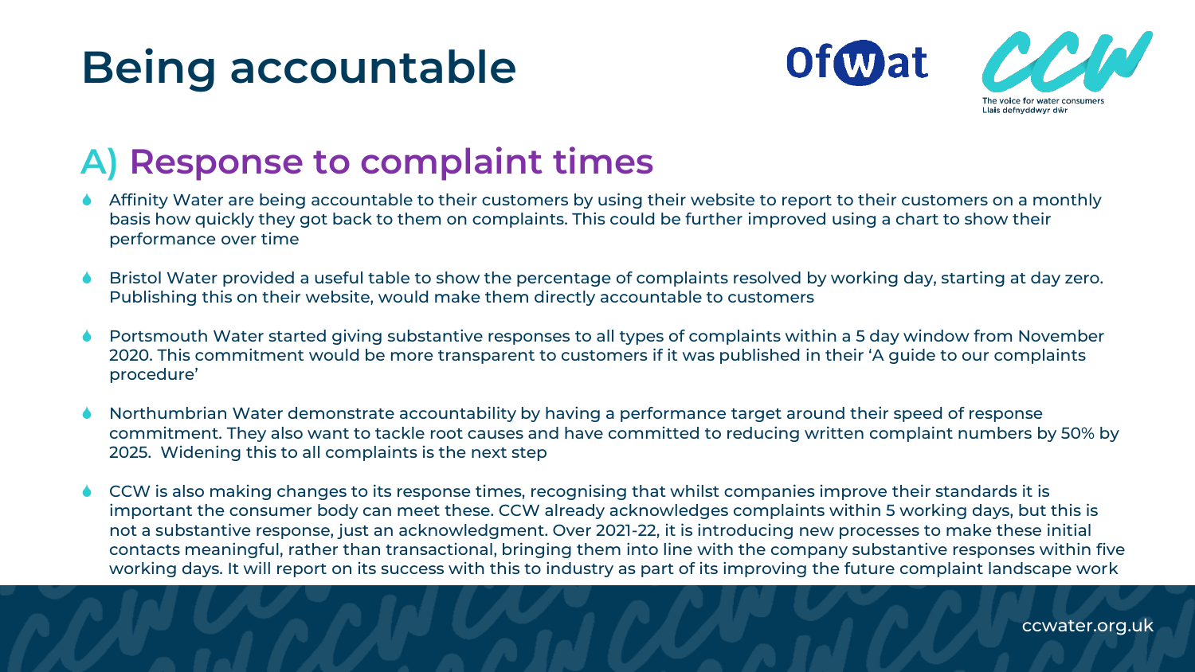# Being accountable

## A) Response to complaint times

- Affinity Water are being accountable to their customers by using their website to report to their customers on a monthly basis how quickly they got back to them on complaints. This could be further improved using a chart to show their performance over time
- Bristol Water provided a useful table to show the percentage of complaints resolved by working day, starting at day zero. Publishing this on their website, would make them directly accountable to customers
- Portsmouth Water started giving substantive responses to all types of complaints within a 5 day window from November 2020. This commitment would be more transparent to customers if it was published in their 'A guide to our complaints procedure'
- Northumbrian Water demonstrate accountability by having a performance target around their speed of response commitment. They also want to tackle root causes and have committed to reducing written complaint numbers by 50% by 2025. Widening this to all complaints is the next step
- CCW is also making changes to its response times, recognising that whilst companies improve their standards it is important the consumer body can meet these. CCW already acknowledges complaints within 5 working days, but this is not a substantive response, just an acknowledgment. Over 2021-22, it is introducing new processes to make these initial contacts meaningful, rather than transactional, bringing them into line with the company substantive responses within five working days. It will report on its success with this to industry as part of its improving the future complaint landscape work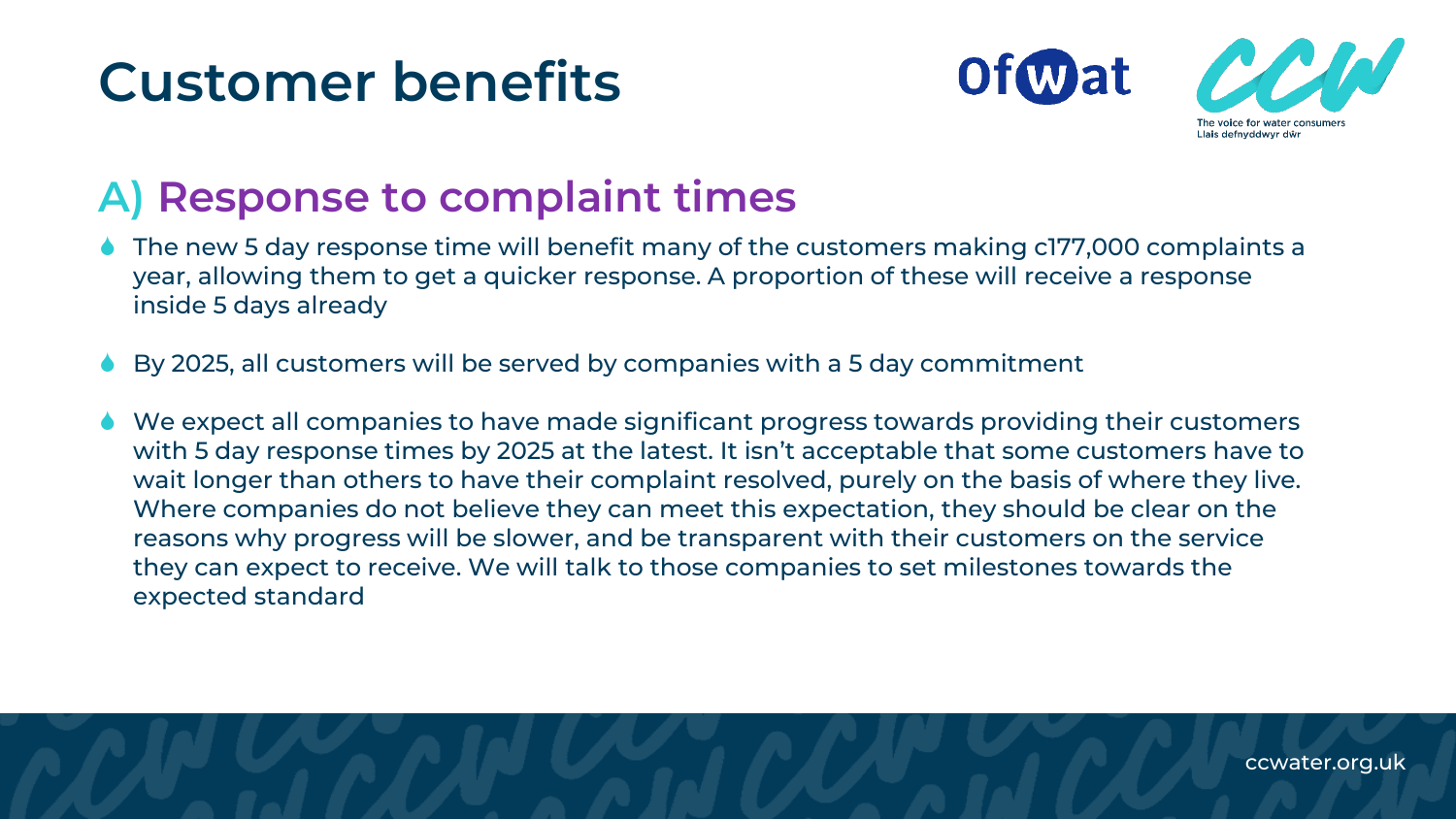# Customer benefits

## A) Response to complaint times

- The new 5 day response time will benefit many of the customers making c177,000 complaints a year, allowing them to get a quicker response. A proportion of these will receive a response inside 5 days already
- By 2025, all customers will be served by companies with a 5 day commitment
- We expect all companies to have made significant progress towards providing their customers with 5 day response times by 2025 at the latest. It isn't acceptable that some customers have to wait longer than others to have their complaint resolved, purely on the basis of where they live. Where companies do not believe they can meet this expectation, they should be clear on the reasons why progress will be slower, and be transparent with their customers on the service they can expect to receive. We will talk to those companies to set milestones towards the expected standard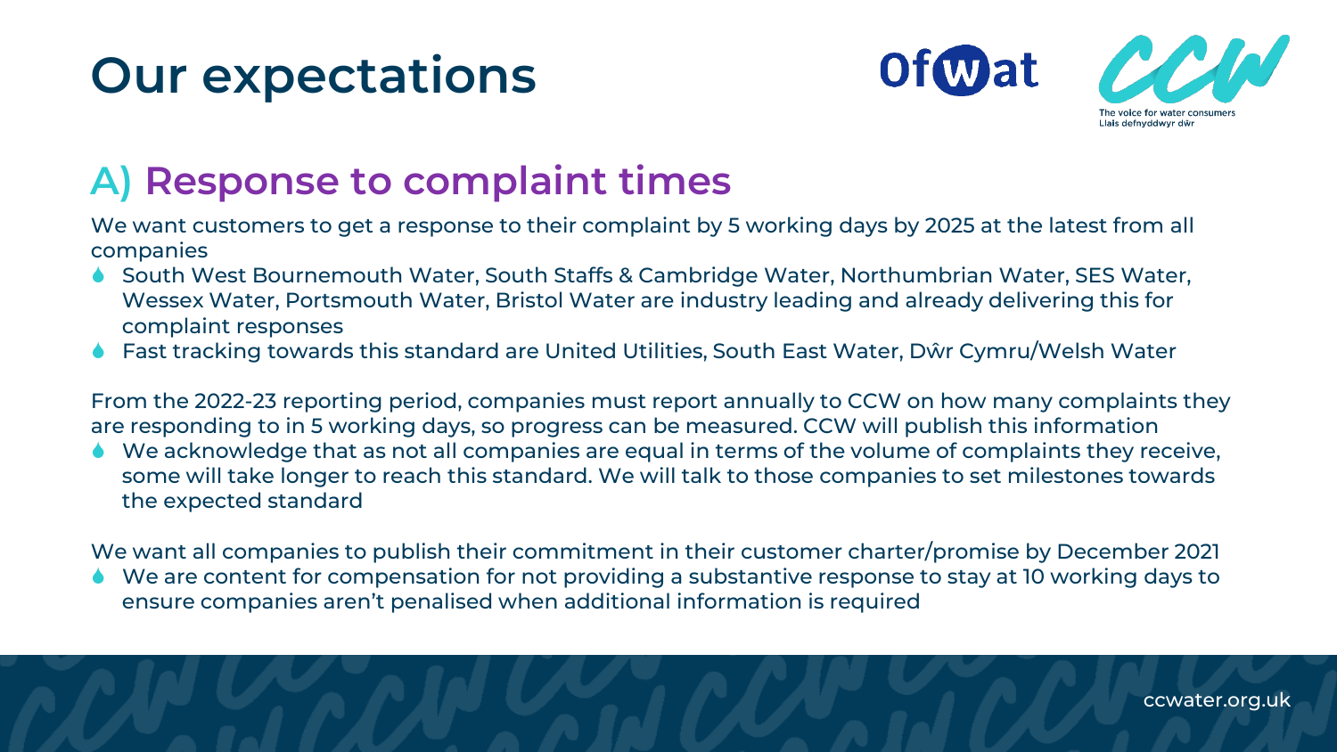# Our expectations

## A) Response to complaint times

We want customers to get a response to their complaint by 5 working days by 2025 at the latest from all companies

- South West Bournemouth Water, South Staffs & Cambridge Water, Northumbrian Water, SES Water, Wessex Water, Portsmouth Water, Bristol Water are industry leading and already delivering this for complaint responses
- Fast tracking towards this standard are United Utilities, South East Water, Dŵr Cymru/Welsh Water

From the 2022-23 reporting period, companies must report annually to CCW on how many complaints they are responding to in 5 working days, so progress can be measured. CCW will publish this information

- We acknowledge that as not all companies are equal in terms of the volume of complaints they receive, some will take longer to reach this standard. We will talk to those companies to set milestones towards the expected standard

We want all companies to publish their commitment in their customer charter/promise by December 2021

- We are content for compensation for not providing a substantive response to stay at 10 working days to ensure companies aren't penalised when additional information is required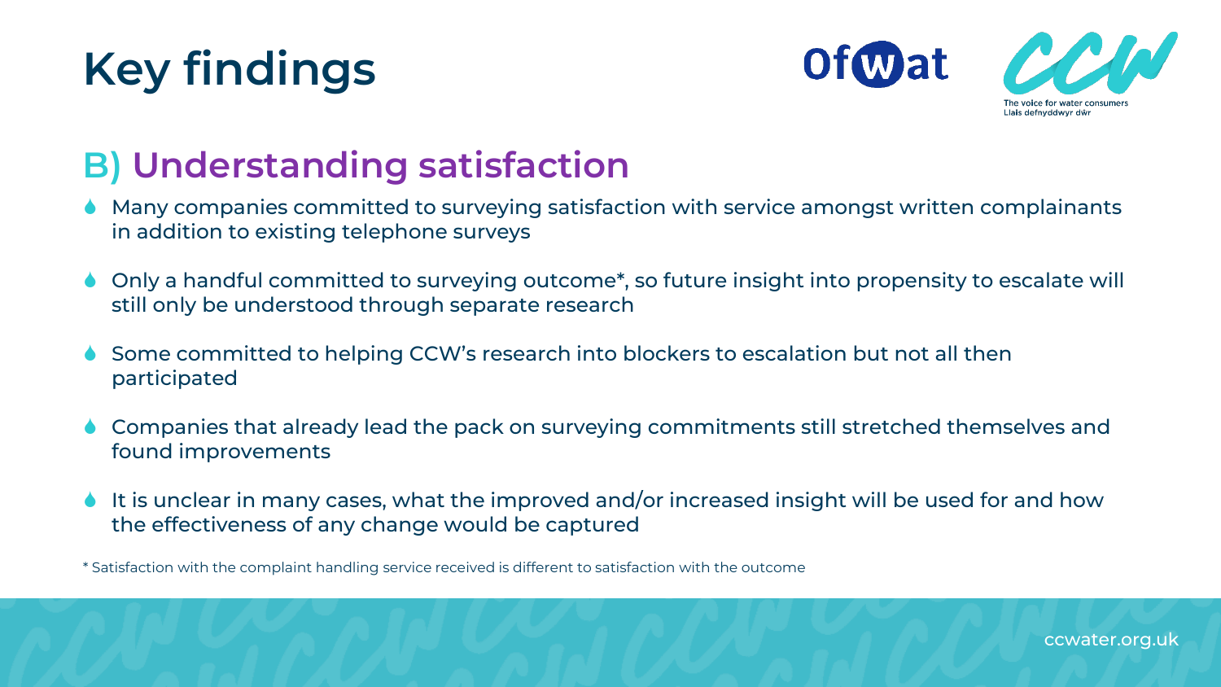# Key findings

## B) Understanding satisfaction

- Many companies committed to surveying satisfaction with service amongst written complainants in addition to existing telephone surveys
- Only a handful committed to surveying outcome*, so future insight into propensity to escalate will still only be understood through separate research
- Some committed to helping CCW's research into blockers to escalation but not all then participated
- Companies that already lead the pack on surveying commitments still stretched themselves and found improvements
- It is unclear in many cases, what the improved and/or increased insight will be used for and how the effectiveness of any change would be captured

* Satisfaction with the complaint handling service received is different to satisfaction with the outcome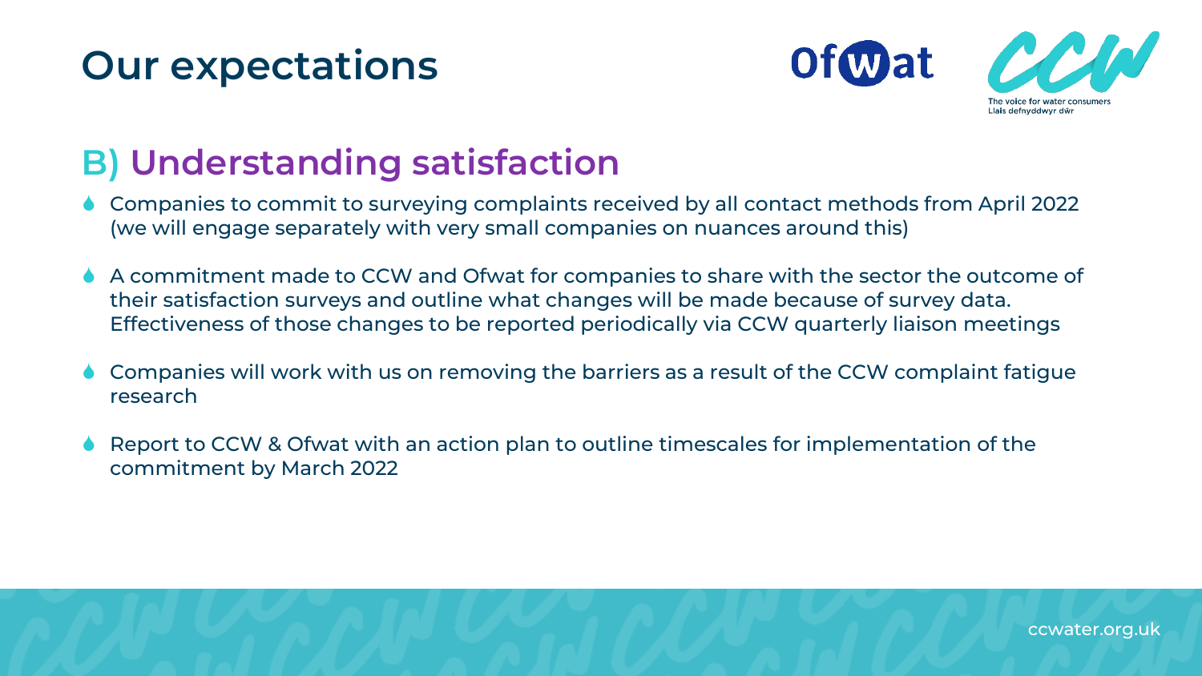# Our expectations

## B) Understanding satisfaction

- Companies to commit to surveying complaints received by all contact methods from April 2022 (we will engage separately with very small companies on nuances around this)
- A commitment made to CCW and Ofwat for companies to share with the sector the outcome of their satisfaction surveys and outline what changes will be made because of survey data. Effectiveness of those changes to be reported periodically via CCW quarterly liaison meetings
- Companies will work with us on removing the barriers as a result of the CCW complaint fatigue research
- Report to CCW & Ofwat with an action plan to outline timescales for implementation of the commitment by March 2022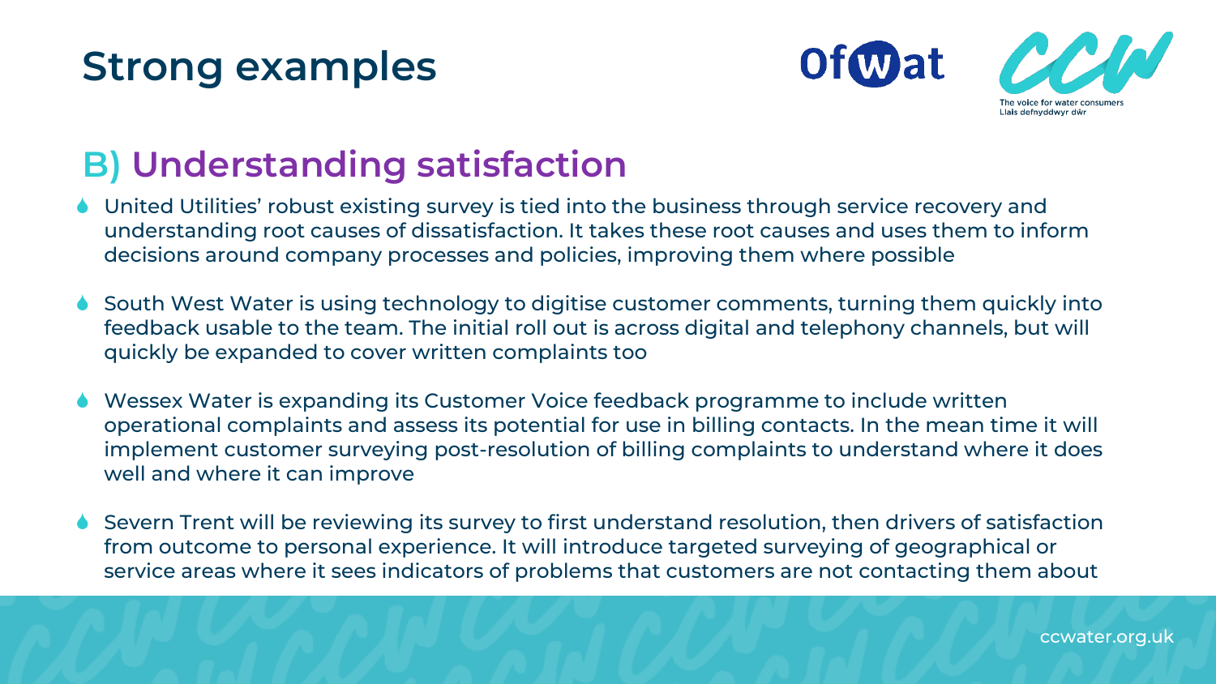# Strong examples

## B) Understanding satisfaction

- United Utilities' robust existing survey is tied into the business through service recovery and understanding root causes of dissatisfaction. It takes these root causes and uses them to inform decisions around company processes and policies, improving them where possible
- South West Water is using technology to digitise customer comments, turning them quickly into feedback usable to the team. The initial roll out is across digital and telephony channels, but will quickly be expanded to cover written complaints too
- Wessex Water is expanding its Customer Voice feedback programme to include written operational complaints and assess its potential for use in billing contacts. In the mean time it will implement customer surveying post-resolution of billing complaints to understand where it does well and where it can improve
- Severn Trent will be reviewing its survey to first understand resolution, then drivers of satisfaction from outcome to personal experience. It will introduce targeted surveying of geographical or service areas where it sees indicators of problems that customers are not contacting them about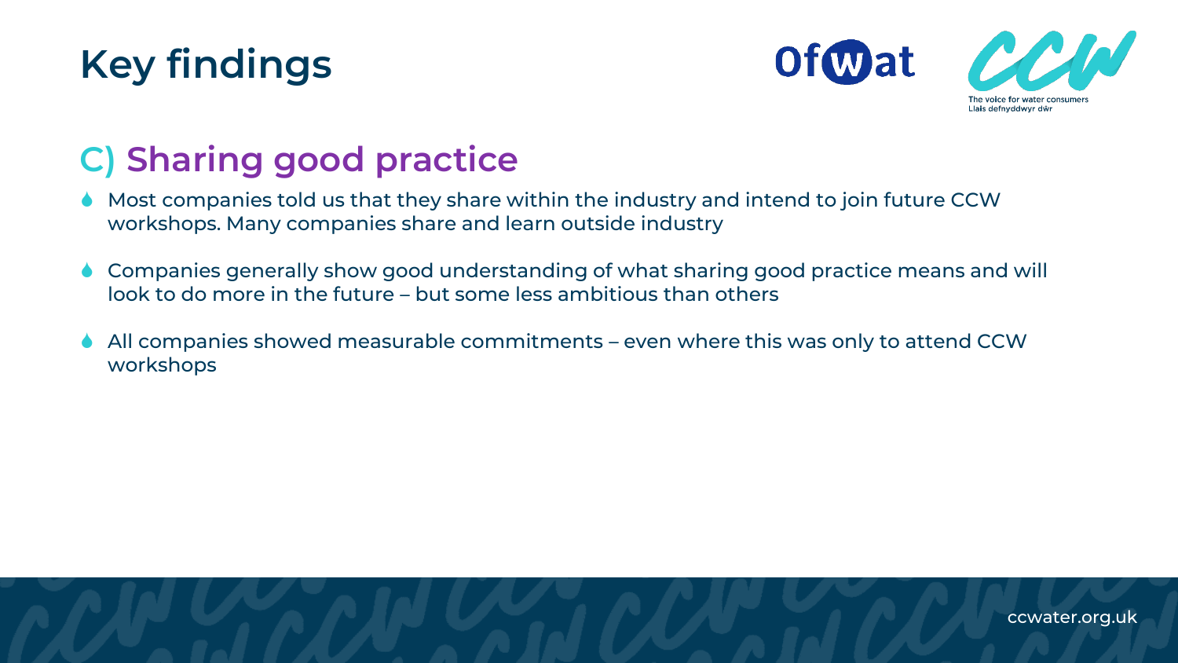# Key findings

## C) Sharing good practice

- Most companies told us that they share within the industry and intend to join future CCW workshops. Many companies share and learn outside industry
- Companies generally show good understanding of what sharing good practice means and will look to do more in the future – but some less ambitious than others
- All companies showed measurable commitments – even where this was only to attend CCW workshops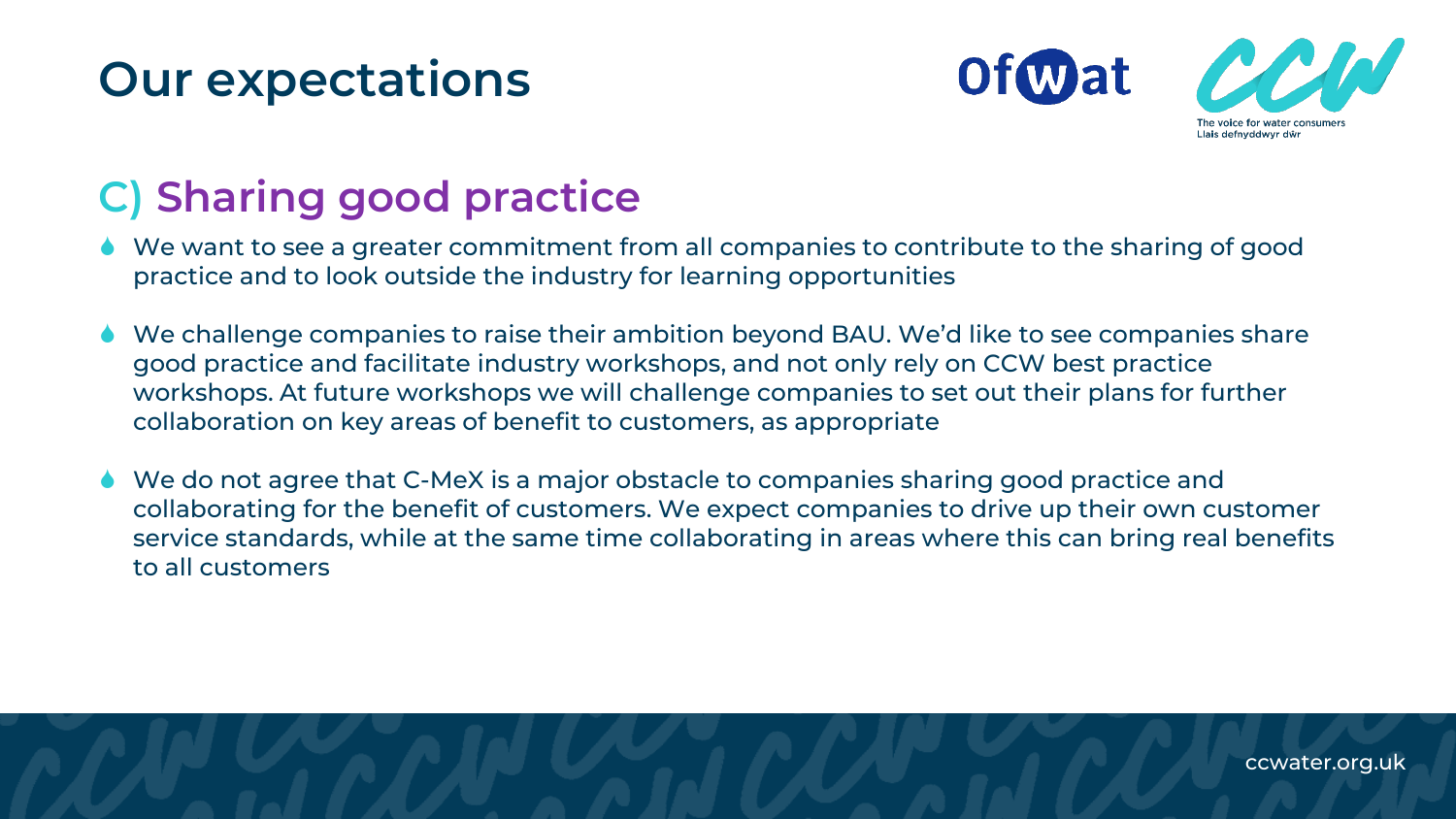# Our expectations

## C) Sharing good practice

- We want to see a greater commitment from all companies to contribute to the sharing of good practice and to look outside the industry for learning opportunities
- We challenge companies to raise their ambition beyond BAU. We'd like to see companies share good practice and facilitate industry workshops, and not only rely on CCW best practice workshops. At future workshops we will challenge companies to set out their plans for further collaboration on key areas of benefit to customers, as appropriate
- We do not agree that C-MeX is a major obstacle to companies sharing good practice and collaborating for the benefit of customers. We expect companies to drive up their own customer service standards, while at the same time collaborating in areas where this can bring real benefits to all customers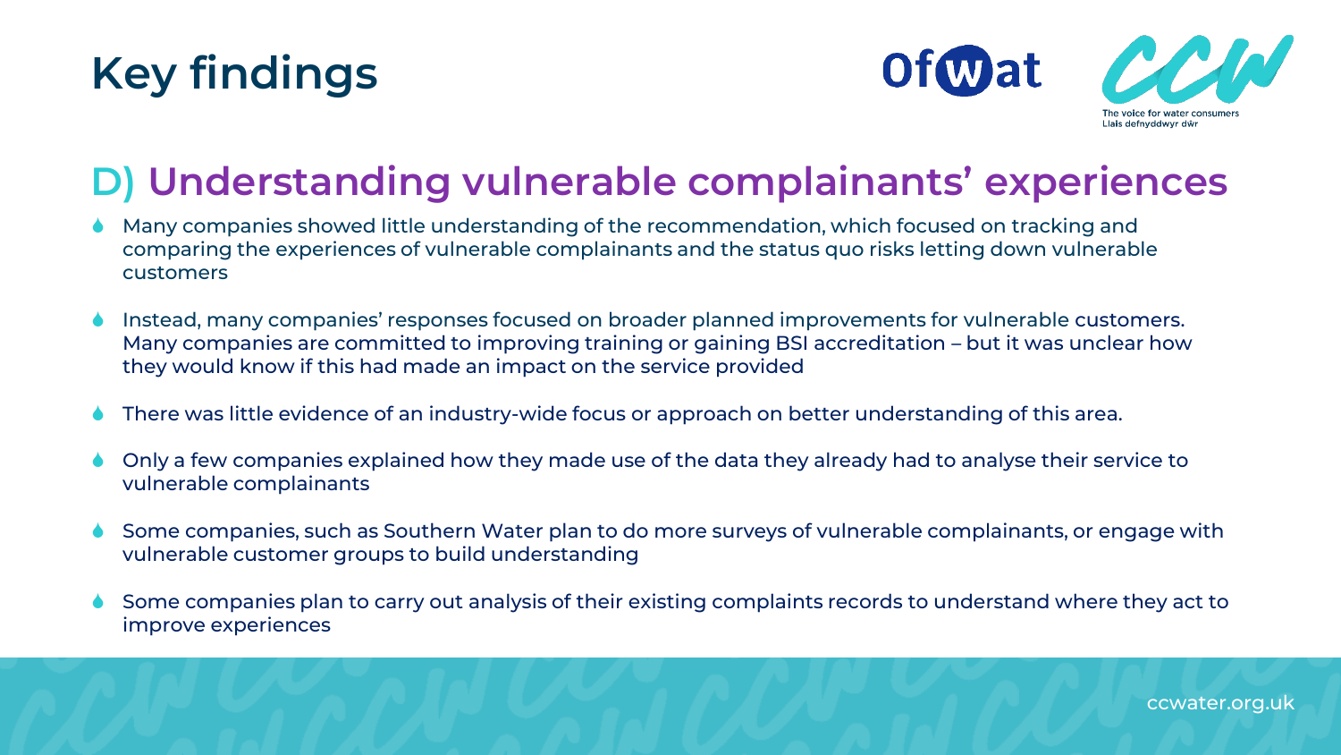# Key findings

## D) Understanding vulnerable complainants' experiences

- Many companies showed little understanding of the recommendation, which focused on tracking and comparing the experiences of vulnerable complainants and the status quo risks letting down vulnerable customers
- Instead, many companies' responses focused on broader planned improvements for vulnerable customers. Many companies are committed to improving training or gaining BSI accreditation – but it was unclear how they would know if this had made an impact on the service provided
- There was little evidence of an industry-wide focus or approach on better understanding of this area.
- Only a few companies explained how they made use of the data they already had to analyse their service to vulnerable complainants
- Some companies, such as Southern Water plan to do more surveys of vulnerable complainants, or engage with vulnerable customer groups to build understanding
- Some companies plan to carry out analysis of their existing complaints records to understand where they act to improve experiences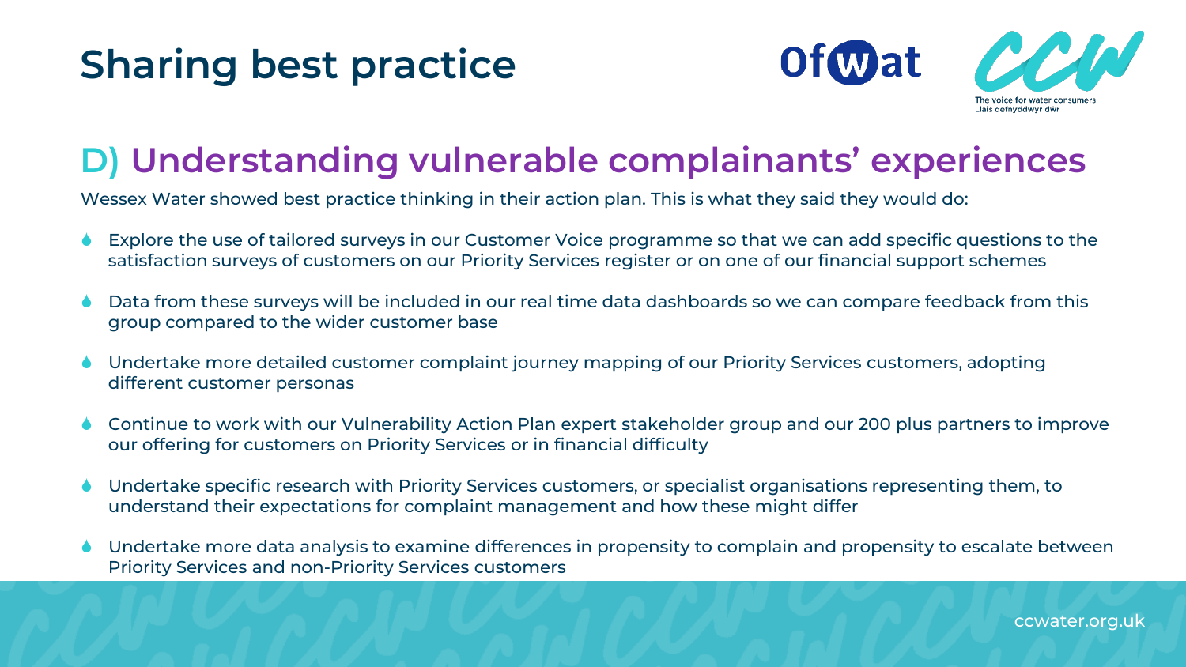# Sharing best practice

## D) Understanding vulnerable complainants' experiences

Wessex Water showed best practice thinking in their action plan. This is what they said they would do:

- Explore the use of tailored surveys in our Customer Voice programme so that we can add specific questions to the satisfaction surveys of customers on our Priority Services register or on one of our financial support schemes
- Data from these surveys will be included in our real time data dashboards so we can compare feedback from this group compared to the wider customer base
- Undertake more detailed customer complaint journey mapping of our Priority Services customers, adopting different customer personas
- Continue to work with our Vulnerability Action Plan expert stakeholder group and our 200 plus partners to improve our offering for customers on Priority Services or in financial difficulty
- Undertake specific research with Priority Services customers, or specialist organisations representing them, to understand their expectations for complaint management and how these might differ
- Undertake more data analysis to examine differences in propensity to complain and propensity to escalate between Priority Services and non-Priority Services customers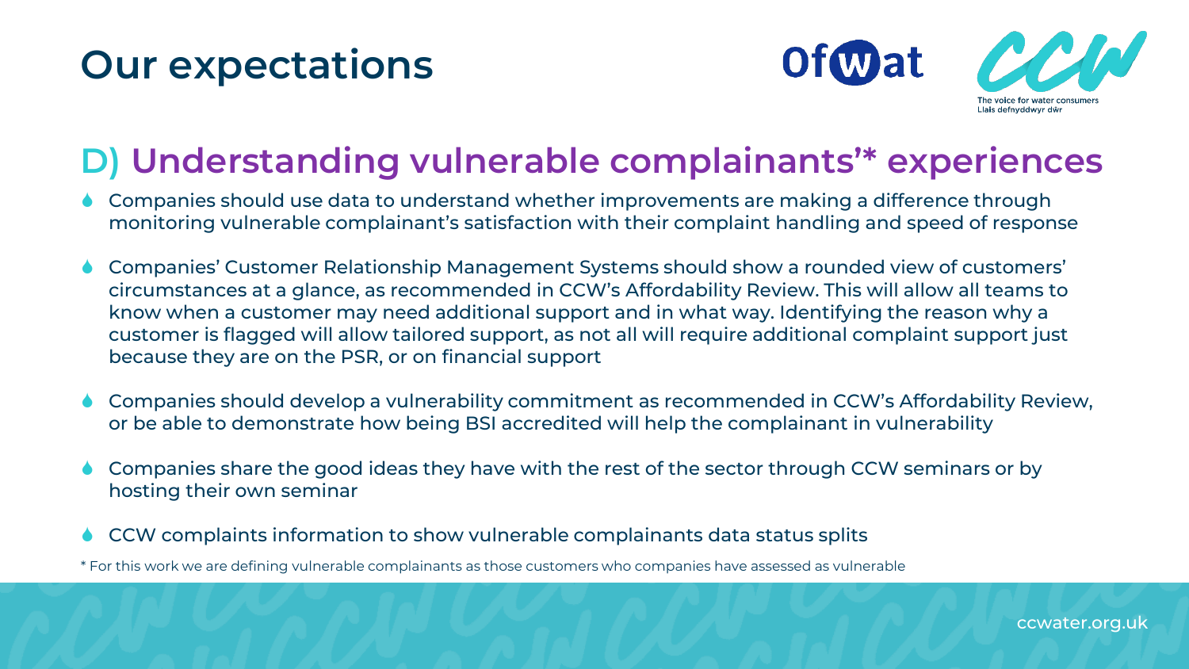# Our expectations

## D) Understanding vulnerable complainants'* experiences

- Companies should use data to understand whether improvements are making a difference through monitoring vulnerable complainant's satisfaction with their complaint handling and speed of response
- Companies' Customer Relationship Management Systems should show a rounded view of customers' circumstances at a glance, as recommended in CCW's Affordability Review. This will allow all teams to know when a customer may need additional support and in what way. Identifying the reason why a customer is flagged will allow tailored support, as not all will require additional complaint support just because they are on the PSR, or on financial support
- Companies should develop a vulnerability commitment as recommended in CCW's Affordability Review, or be able to demonstrate how being BSI accredited will help the complainant in vulnerability
- Companies share the good ideas they have with the rest of the sector through CCW seminars or by hosting their own seminar
- CCW complaints information to show vulnerable complainants data status splits

\* For this work we are defining vulnerable complainants as those customers who companies have assessed as vulnerable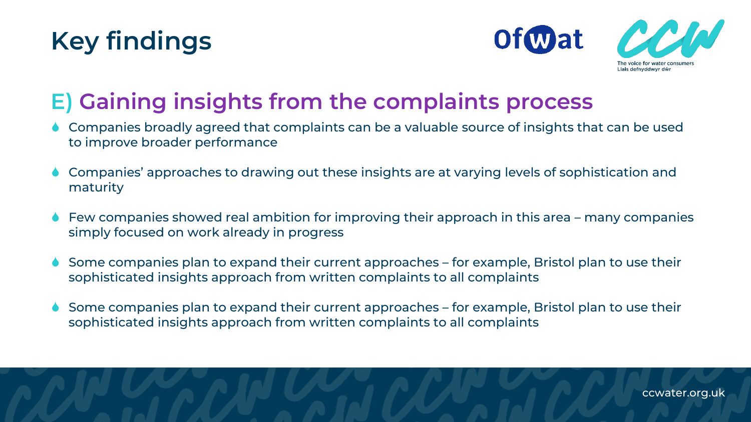# Key findings

## E) Gaining insights from the complaints process

- Companies broadly agreed that complaints can be a valuable source of insights that can be used to improve broader performance
- Companies' approaches to drawing out these insights are at varying levels of sophistication and maturity
- Few companies showed real ambition for improving their approach in this area – many companies simply focused on work already in progress
- Some companies plan to expand their current approaches – for example, Bristol plan to use their sophisticated insights approach from written complaints to all complaints
- Some companies plan to expand their current approaches – for example, Bristol plan to use their sophisticated insights approach from written complaints to all complaints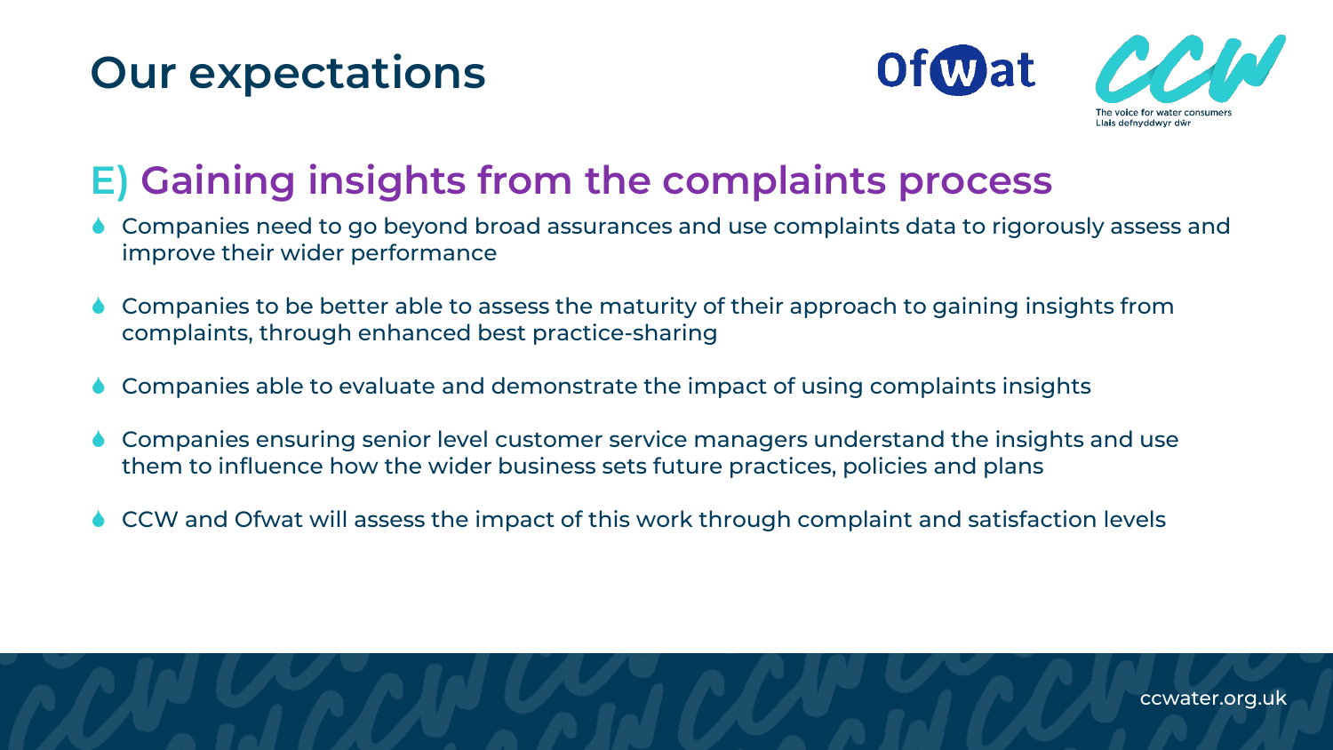# Our expectations

## E) Gaining insights from the complaints process

- Companies need to go beyond broad assurances and use complaints data to rigorously assess and improve their wider performance
- Companies to be better able to assess the maturity of their approach to gaining insights from complaints, through enhanced best practice-sharing
- Companies able to evaluate and demonstrate the impact of using complaints insights
- Companies ensuring senior level customer service managers understand the insights and use them to influence how the wider business sets future practices, policies and plans
- CCW and Ofwat will assess the impact of this work through complaint and satisfaction levels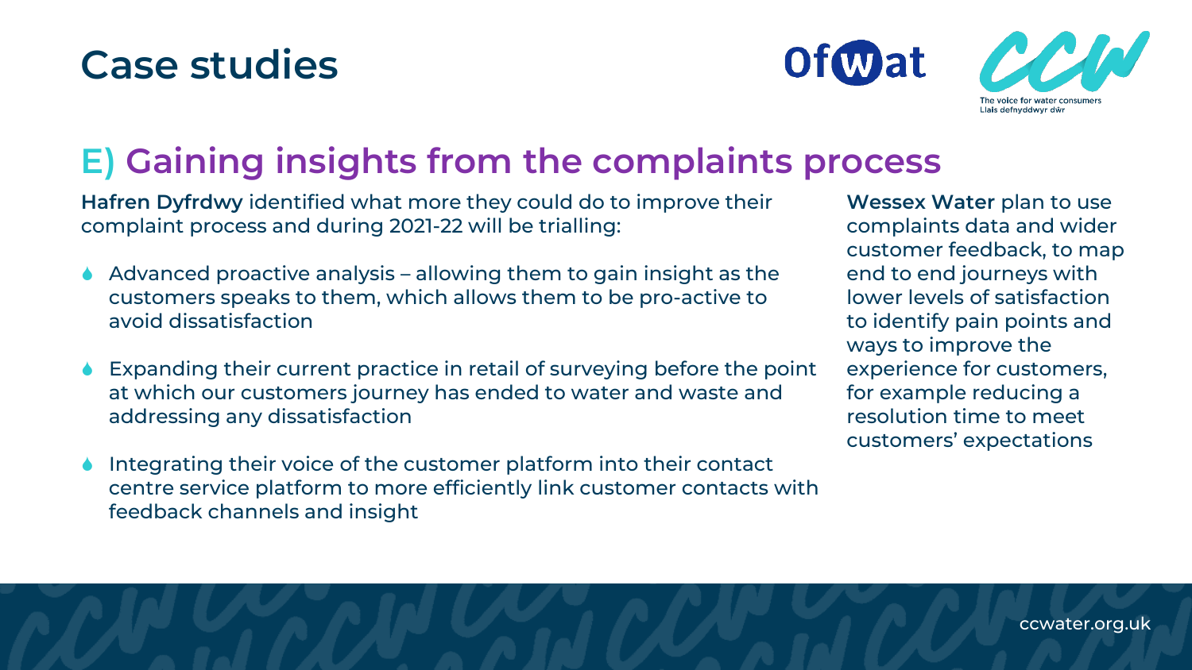# Case studies

## E) Gaining insights from the complaints process

**Hafren Dyfrdwy** identified what more they could do to improve their complaint process and during 2021-22 will be trialling:

- Advanced proactive analysis – allowing them to gain insight as the customers speaks to them, which allows them to be pro-active to avoid dissatisfaction
- Expanding their current practice in retail of surveying before the point at which our customers journey has ended to water and waste and addressing any dissatisfaction
- Integrating their voice of the customer platform into their contact centre service platform to more efficiently link customer contacts with feedback channels and insight

**Wessex Water** plan to use complaints data and wider customer feedback, to map end to end journeys with lower levels of satisfaction to identify pain points and ways to improve the experience for customers, for example reducing a resolution time to meet customers' expectations